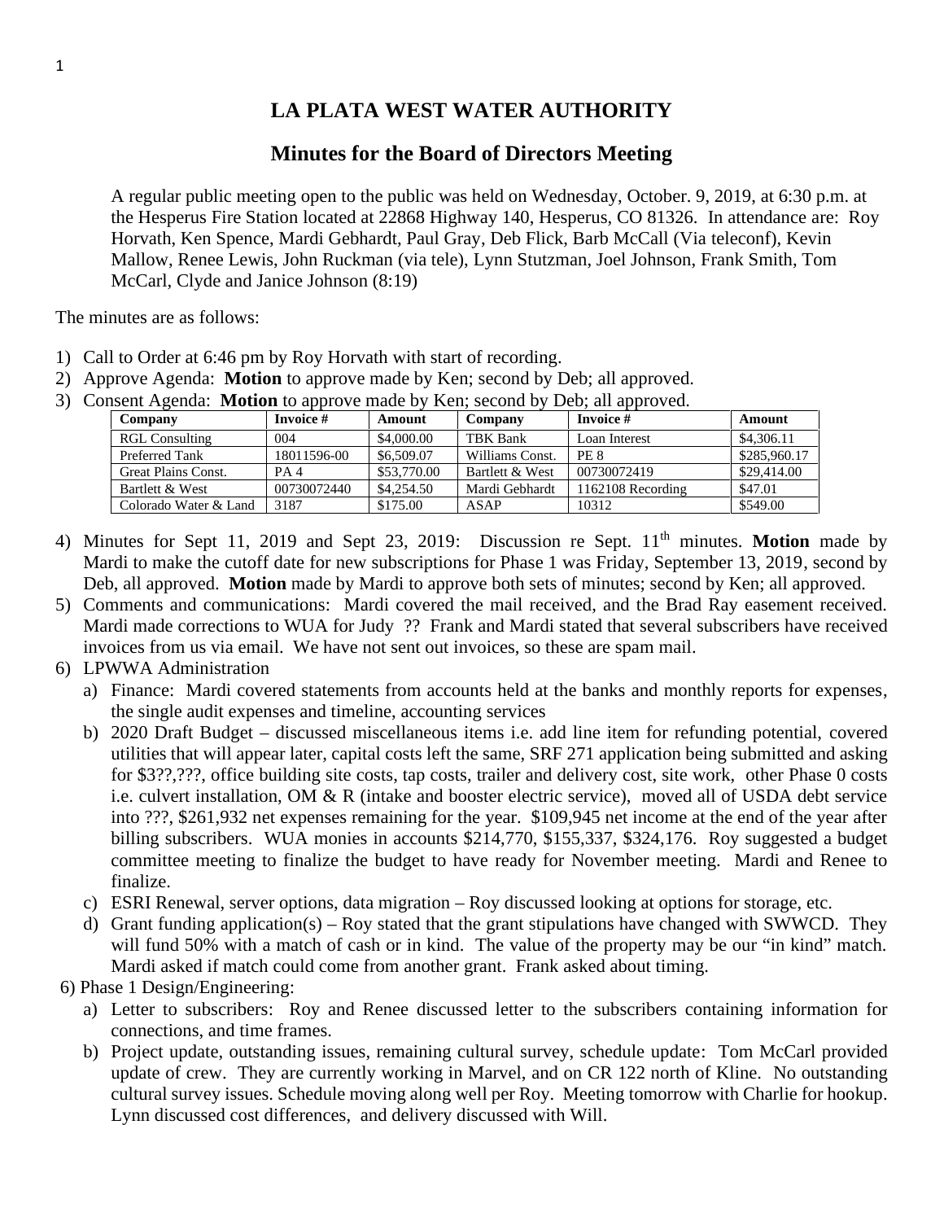# LA PLATA WEST WATER AUTHORITY

## Minutes for the Board of Directors Meeting

A regular public meeting open to the public was held on Wednesday, October. 9, 2019, at 6:30 p.m. at the Hesperus Fire Station located at 22868 Highway 140, Hesperus, CO 81326. In attendance are: Roy Horvath, Ken Spence, Mardi Gebhardt, Paul Gray, Deb Flick, Barb McCall (Via teleconf), Kevin Mallow, Renee Lewis, John Ruckman (via tele), Lynn Stutzman, Joel Johnson, Frank Smith, Tom McCarl, Clyde and Janice Johnson (8:19)

The minutes are as follows:

1) Call to Order at 6:46 pm by Roy Horvath with start of recording.
2) Approve Agenda: **Motion** to approve made by Ken; second by Deb; all approved.
3) Consent Agenda: **Motion** to approve made by Ken; second by Deb; all approved.

| Company | Invoice # | Amount | Company | Invoice # | Amount |
|---|---|---|---|---|---|
| RGL Consulting | 004 | $4,000.00 | TBK Bank | Loan Interest | $4,306.11 |
| Preferred Tank | 18011596-00 | $6,509.07 | Williams Const. | PE 8 | $285,960.17 |
| Great Plains Const. | PA 4 | $53,770.00 | Bartlett & West | 00730072419 | $29,414.00 |
| Bartlett & West | 00730072440 | $4,254.50 | Mardi Gebhardt | 1162108 Recording | $47.01 |
| Colorado Water & Land | 3187 | $175.00 | ASAP | 10312 | $549.00 |

4) Minutes for Sept 11, 2019 and Sept 23, 2019: Discussion re Sept. 11th minutes. **Motion** made by Mardi to make the cutoff date for new subscriptions for Phase 1 was Friday, September 13, 2019, second by Deb, all approved. **Motion** made by Mardi to approve both sets of minutes; second by Ken; all approved.
5) Comments and communications: Mardi covered the mail received, and the Brad Ray easement received. Mardi made corrections to WUA for Judy ?? Frank and Mardi stated that several subscribers have received invoices from us via email. We have not sent out invoices, so these are spam mail.
6) LPWWA Administration
   a) Finance: Mardi covered statements from accounts held at the banks and monthly reports for expenses, the single audit expenses and timeline, accounting services
   b) 2020 Draft Budget – discussed miscellaneous items i.e. add line item for refunding potential, covered utilities that will appear later, capital costs left the same, SRF 271 application being submitted and asking for $3??,???, office building site costs, tap costs, trailer and delivery cost, site work, other Phase 0 costs i.e. culvert installation, OM & R (intake and booster electric service), moved all of USDA debt service into ???, $261,932 net expenses remaining for the year. $109,945 net income at the end of the year after billing subscribers. WUA monies in accounts $214,770, $155,337, $324,176. Roy suggested a budget committee meeting to finalize the budget to have ready for November meeting. Mardi and Renee to finalize.
   c) ESRI Renewal, server options, data migration – Roy discussed looking at options for storage, etc.
   d) Grant funding application(s) – Roy stated that the grant stipulations have changed with SWWCD. They will fund 50% with a match of cash or in kind. The value of the property may be our "in kind" match. Mardi asked if match could come from another grant. Frank asked about timing.

6) Phase 1 Design/Engineering:
   a) Letter to subscribers: Roy and Renee discussed letter to the subscribers containing information for connections, and time frames.
   b) Project update, outstanding issues, remaining cultural survey, schedule update: Tom McCarl provided update of crew. They are currently working in Marvel, and on CR 122 north of Kline. No outstanding cultural survey issues. Schedule moving along well per Roy. Meeting tomorrow with Charlie for hookup. Lynn discussed cost differences, and delivery discussed with Will.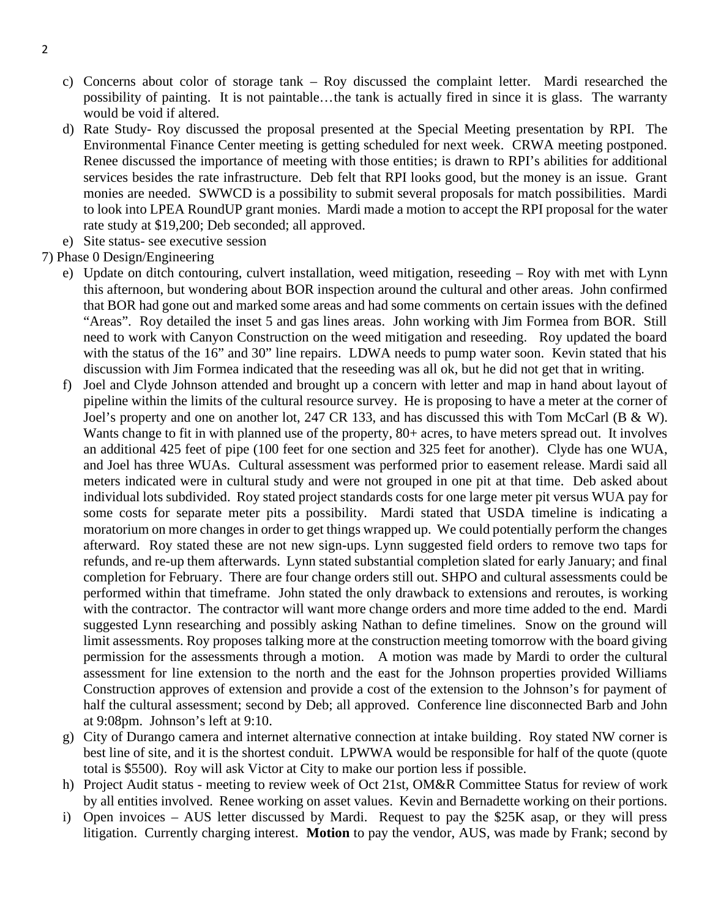c) Concerns about color of storage tank – Roy discussed the complaint letter. Mardi researched the possibility of painting. It is not paintable…the tank is actually fired in since it is glass. The warranty would be void if altered.

d) Rate Study- Roy discussed the proposal presented at the Special Meeting presentation by RPI. The Environmental Finance Center meeting is getting scheduled for next week. CRWA meeting postponed. Renee discussed the importance of meeting with those entities; is drawn to RPI's abilities for additional services besides the rate infrastructure. Deb felt that RPI looks good, but the money is an issue. Grant monies are needed. SWWCD is a possibility to submit several proposals for match possibilities. Mardi to look into LPEA RoundUP grant monies. Mardi made a motion to accept the RPI proposal for the water rate study at $19,200; Deb seconded; all approved.

e) Site status- see executive session

7) Phase 0 Design/Engineering

e) Update on ditch contouring, culvert installation, weed mitigation, reseeding – Roy with met with Lynn this afternoon, but wondering about BOR inspection around the cultural and other areas. John confirmed that BOR had gone out and marked some areas and had some comments on certain issues with the defined "Areas". Roy detailed the inset 5 and gas lines areas. John working with Jim Formea from BOR. Still need to work with Canyon Construction on the weed mitigation and reseeding. Roy updated the board with the status of the 16" and 30" line repairs. LDWA needs to pump water soon. Kevin stated that his discussion with Jim Formea indicated that the reseeding was all ok, but he did not get that in writing.

f) Joel and Clyde Johnson attended and brought up a concern with letter and map in hand about layout of pipeline within the limits of the cultural resource survey. He is proposing to have a meter at the corner of Joel's property and one on another lot, 247 CR 133, and has discussed this with Tom McCarl (B & W). Wants change to fit in with planned use of the property, 80+ acres, to have meters spread out. It involves an additional 425 feet of pipe (100 feet for one section and 325 feet for another). Clyde has one WUA, and Joel has three WUAs. Cultural assessment was performed prior to easement release. Mardi said all meters indicated were in cultural study and were not grouped in one pit at that time. Deb asked about individual lots subdivided. Roy stated project standards costs for one large meter pit versus WUA pay for some costs for separate meter pits a possibility. Mardi stated that USDA timeline is indicating a moratorium on more changes in order to get things wrapped up. We could potentially perform the changes afterward. Roy stated these are not new sign-ups. Lynn suggested field orders to remove two taps for refunds, and re-up them afterwards. Lynn stated substantial completion slated for early January; and final completion for February. There are four change orders still out. SHPO and cultural assessments could be performed within that timeframe. John stated the only drawback to extensions and reroutes, is working with the contractor. The contractor will want more change orders and more time added to the end. Mardi suggested Lynn researching and possibly asking Nathan to define timelines. Snow on the ground will limit assessments. Roy proposes talking more at the construction meeting tomorrow with the board giving permission for the assessments through a motion. A motion was made by Mardi to order the cultural assessment for line extension to the north and the east for the Johnson properties provided Williams Construction approves of extension and provide a cost of the extension to the Johnson's for payment of half the cultural assessment; second by Deb; all approved. Conference line disconnected Barb and John at 9:08pm. Johnson's left at 9:10.

g) City of Durango camera and internet alternative connection at intake building. Roy stated NW corner is best line of site, and it is the shortest conduit. LPWWA would be responsible for half of the quote (quote total is $5500). Roy will ask Victor at City to make our portion less if possible.

h) Project Audit status - meeting to review week of Oct 21st, OM&R Committee Status for review of work by all entities involved. Renee working on asset values. Kevin and Bernadette working on their portions.

i) Open invoices – AUS letter discussed by Mardi. Request to pay the $25K asap, or they will press litigation. Currently charging interest. **Motion** to pay the vendor, AUS, was made by Frank; second by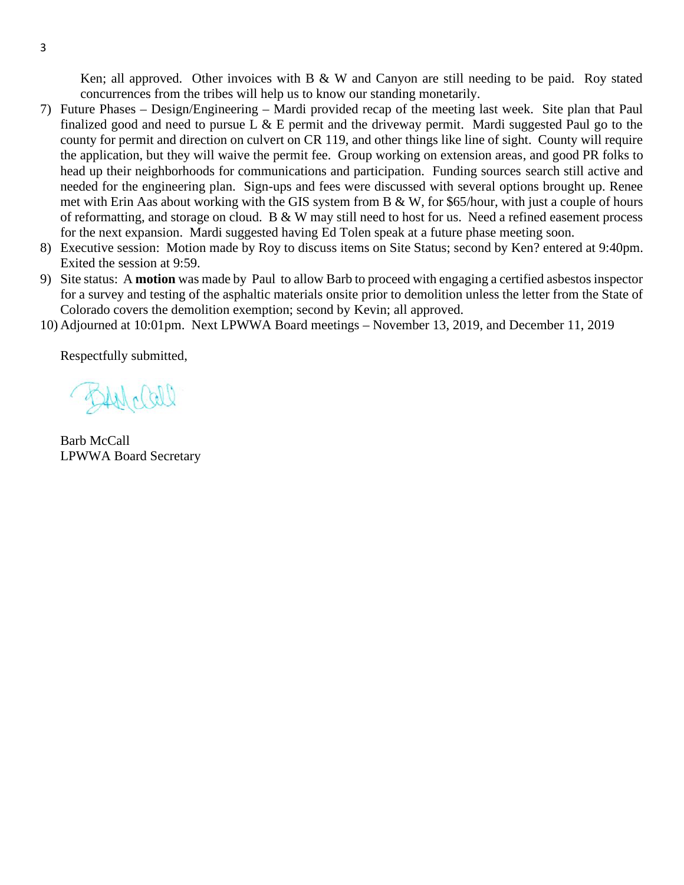Ken; all approved. Other invoices with B & W and Canyon are still needing to be paid. Roy stated concurrences from the tribes will help us to know our standing monetarily.

7) Future Phases – Design/Engineering – Mardi provided recap of the meeting last week. Site plan that Paul finalized good and need to pursue L & E permit and the driveway permit. Mardi suggested Paul go to the county for permit and direction on culvert on CR 119, and other things like line of sight. County will require the application, but they will waive the permit fee. Group working on extension areas, and good PR folks to head up their neighborhoods for communications and participation. Funding sources search still active and needed for the engineering plan. Sign-ups and fees were discussed with several options brought up. Renee met with Erin Aas about working with the GIS system from B & W, for $65/hour, with just a couple of hours of reformatting, and storage on cloud. B & W may still need to host for us. Need a refined easement process for the next expansion. Mardi suggested having Ed Tolen speak at a future phase meeting soon.
8) Executive session: Motion made by Roy to discuss items on Site Status; second by Ken? entered at 9:40pm. Exited the session at 9:59.
9) Site status: A **motion** was made by Paul to allow Barb to proceed with engaging a certified asbestos inspector for a survey and testing of the asphaltic materials onsite prior to demolition unless the letter from the State of Colorado covers the demolition exemption; second by Kevin; all approved.
10) Adjourned at 10:01pm. Next LPWWA Board meetings – November 13, 2019, and December 11, 2019

Respectfully submitted,

Barb McCall
LPWWA Board Secretary